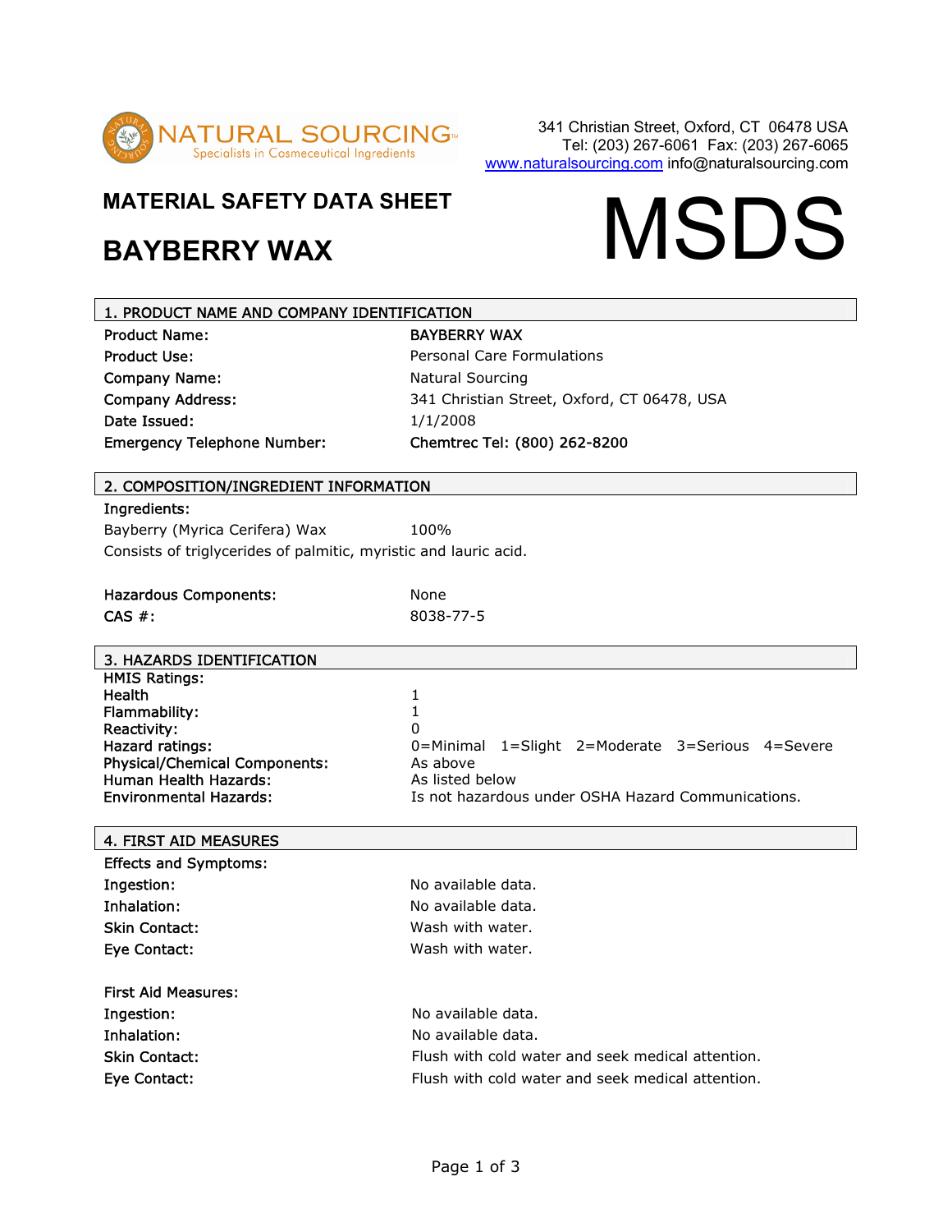NATURAL SOURCING™
Specialists in Cosmeceutical Ingredients

341 Christian Street, Oxford, CT 06478 USA
Tel: (203) 267-6061 Fax: (203) 267-6065
www.naturalsourcing.com info@naturalsourcing.com

# MATERIAL SAFETY DATA SHEET

# BAYBERRY WAX

# MSDS

## 1. PRODUCT NAME AND COMPANY IDENTIFICATION

| | |
|---|---|
| Product Name: | BAYBERRY WAX |
| Product Use: | Personal Care Formulations |
| Company Name: | Natural Sourcing |
| Company Address: | 341 Christian Street, Oxford, CT 06478, USA |
| Date Issued: | 1/1/2008 |
| Emergency Telephone Number: | Chemtrec Tel: (800) 262-8200 |

## 2. COMPOSITION/INGREDIENT INFORMATION

Ingredients:

| | |
|---|---|
| Bayberry (Myrica Cerifera) Wax | 100% |

Consists of triglycerides of palmitic, myristic and lauric acid.

| | |
|---|---|
| Hazardous Components: | None |
| CAS #: | 8038-77-5 |

## 3. HAZARDS IDENTIFICATION

| | |
|---|---|
| HMIS Ratings: | |
| Health | 1 |
| Flammability: | 1 |
| Reactivity: | 0 |
| Hazard ratings: | 0=Minimal 1=Slight 2=Moderate 3=Serious 4=Severe |
| Physical/Chemical Components: | As above |
| Human Health Hazards: | As listed below |
| Environmental Hazards: | Is not hazardous under OSHA Hazard Communications. |

## 4. FIRST AID MEASURES

Effects and Symptoms:

| | |
|---|---|
| Ingestion: | No available data. |
| Inhalation: | No available data. |
| Skin Contact: | Wash with water. |
| Eye Contact: | Wash with water. |

First Aid Measures:

| | |
|---|---|
| Ingestion: | No available data. |
| Inhalation: | No available data. |
| Skin Contact: | Flush with cold water and seek medical attention. |
| Eye Contact: | Flush with cold water and seek medical attention. |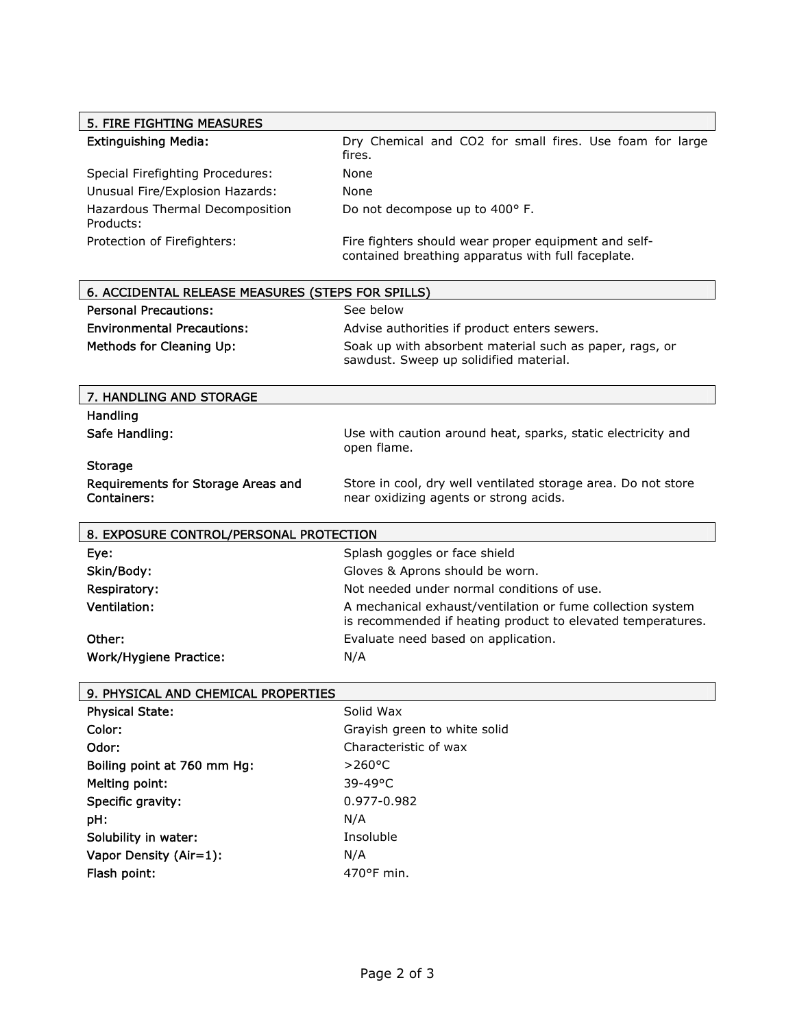## 5. FIRE FIGHTING MEASURES

| | |
|---|---|
| **Extinguishing Media:** | Dry Chemical and $CO_2$ for small fires. Use foam for large fires. |
| Special Firefighting Procedures: | None |
| Unusual Fire/Explosion Hazards: | None |
| Hazardous Thermal Decomposition Products: | Do not decompose up to 400° F. |
| Protection of Firefighters: | Fire fighters should wear proper equipment and self-contained breathing apparatus with full faceplate. |

## 6. ACCIDENTAL RELEASE MEASURES (STEPS FOR SPILLS)

| | |
|---|---|
| **Personal Precautions:** | See below |
| **Environmental Precautions:** | Advise authorities if product enters sewers. |
| **Methods for Cleaning Up:** | Soak up with absorbent material such as paper, rags, or sawdust. Sweep up solidified material. |

## 7. HANDLING AND STORAGE

**Handling**

| | |
|---|---|
| **Safe Handling:** | Use with caution around heat, sparks, static electricity and open flame. |

**Storage**

| | |
|---|---|
| **Requirements for Storage Areas and Containers:** | Store in cool, dry well ventilated storage area. Do not store near oxidizing agents or strong acids. |

## 8. EXPOSURE CONTROL/PERSONAL PROTECTION

| | |
|---|---|
| **Eye:** | Splash goggles or face shield |
| **Skin/Body:** | Gloves & Aprons should be worn. |
| **Respiratory:** | Not needed under normal conditions of use. |
| **Ventilation:** | A mechanical exhaust/ventilation or fume collection system is recommended if heating product to elevated temperatures. |
| **Other:** | Evaluate need based on application. |
| **Work/Hygiene Practice:** | N/A |

## 9. PHYSICAL AND CHEMICAL PROPERTIES

| | |
|---|---|
| **Physical State:** | Solid Wax |
| **Color:** | Grayish green to white solid |
| **Odor:** | Characteristic of wax |
| **Boiling point at 760 mm Hg:** | >260°C |
| **Melting point:** | 39-49°C |
| **Specific gravity:** | 0.977-0.982 |
| **pH:** | N/A |
| **Solubility in water:** | Insoluble |
| **Vapor Density (Air=1):** | N/A |
| **Flash point:** | 470°F min. |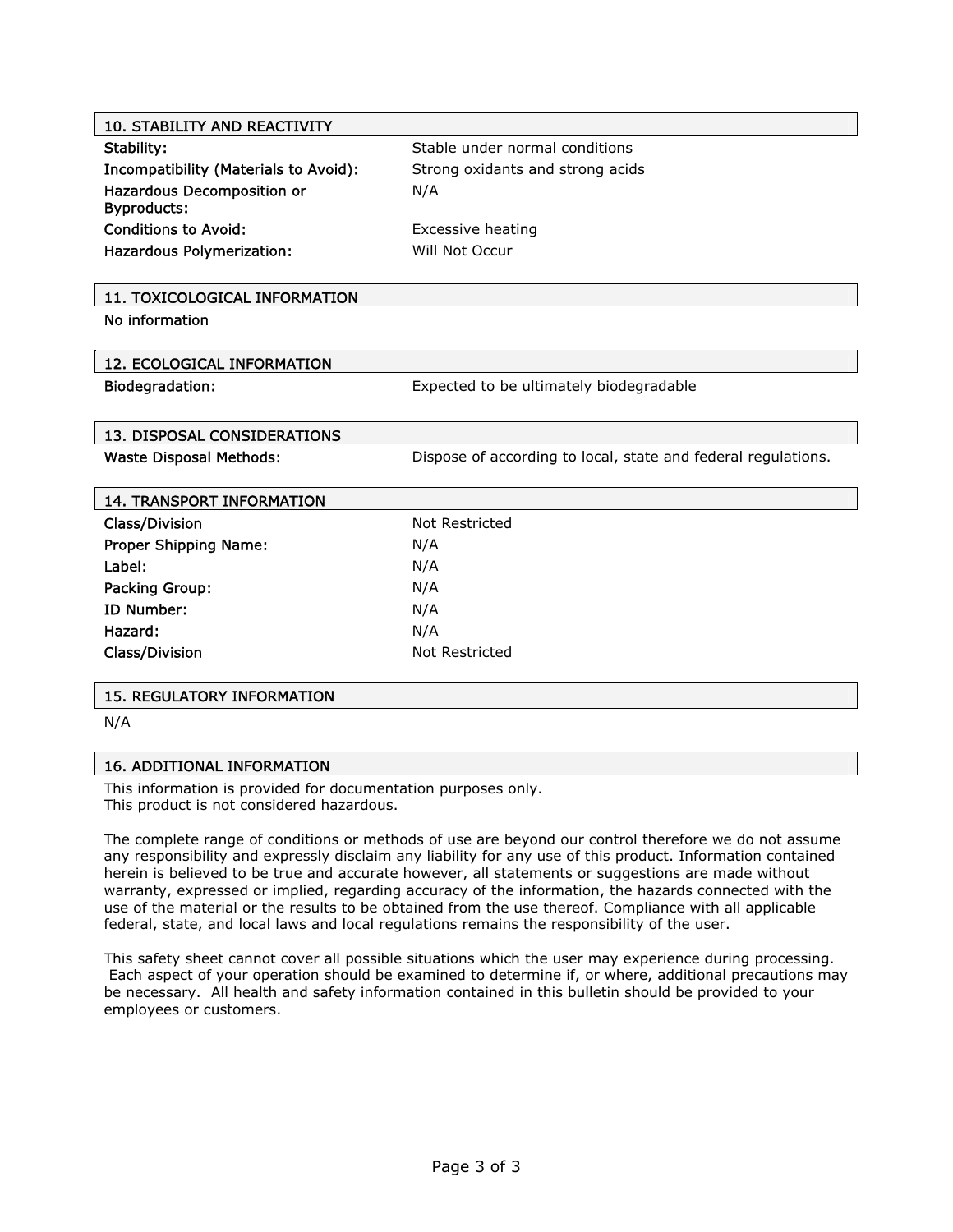## 10. STABILITY AND REACTIVITY

| | |
|---|---|
| **Stability:** | Stable under normal conditions |
| **Incompatibility (Materials to Avoid):** | Strong oxidants and strong acids |
| **Hazardous Decomposition or Byproducts:** | N/A |
| **Conditions to Avoid:** | Excessive heating |
| **Hazardous Polymerization:** | Will Not Occur |

## 11. TOXICOLOGICAL INFORMATION

**No information**

## 12. ECOLOGICAL INFORMATION

| | |
|---|---|
| **Biodegradation:** | Expected to be ultimately biodegradable |

## 13. DISPOSAL CONSIDERATIONS

| | |
|---|---|
| **Waste Disposal Methods:** | Dispose of according to local, state and federal regulations. |

## 14. TRANSPORT INFORMATION

| | |
|---|---|
| **Class/Division** | Not Restricted |
| **Proper Shipping Name:** | N/A |
| **Label:** | N/A |
| **Packing Group:** | N/A |
| **ID Number:** | N/A |
| **Hazard:** | N/A |
| **Class/Division** | Not Restricted |

## 15. REGULATORY INFORMATION

N/A

## 16. ADDITIONAL INFORMATION

This information is provided for documentation purposes only.
This product is not considered hazardous.

The complete range of conditions or methods of use are beyond our control therefore we do not assume any responsibility and expressly disclaim any liability for any use of this product. Information contained herein is believed to be true and accurate however, all statements or suggestions are made without warranty, expressed or implied, regarding accuracy of the information, the hazards connected with the use of the material or the results to be obtained from the use thereof. Compliance with all applicable federal, state, and local laws and local regulations remains the responsibility of the user.

This safety sheet cannot cover all possible situations which the user may experience during processing. Each aspect of your operation should be examined to determine if, or where, additional precautions may be necessary. All health and safety information contained in this bulletin should be provided to your employees or customers.